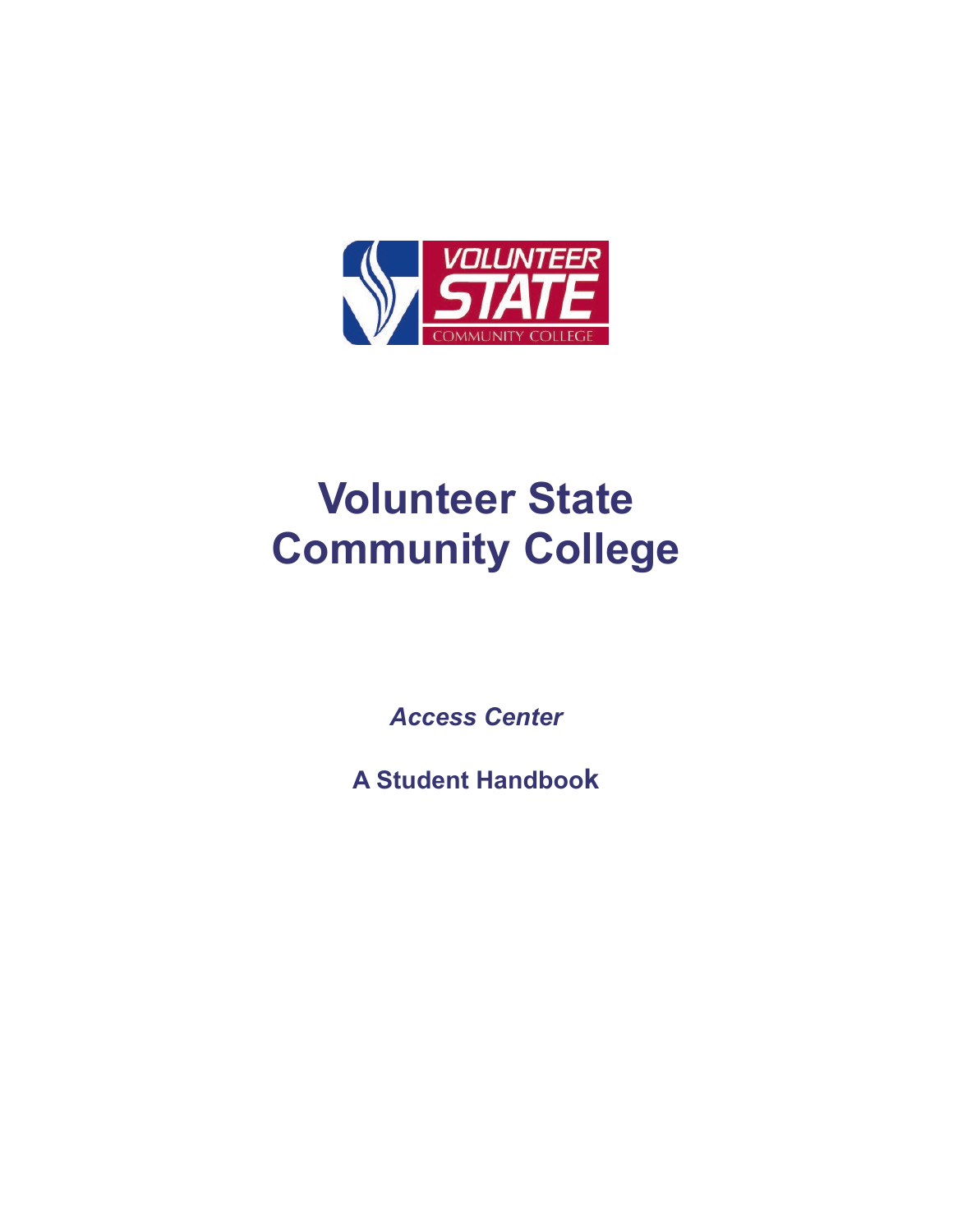# Volunteer State Community College

*Access Center*

**A Student Handbook**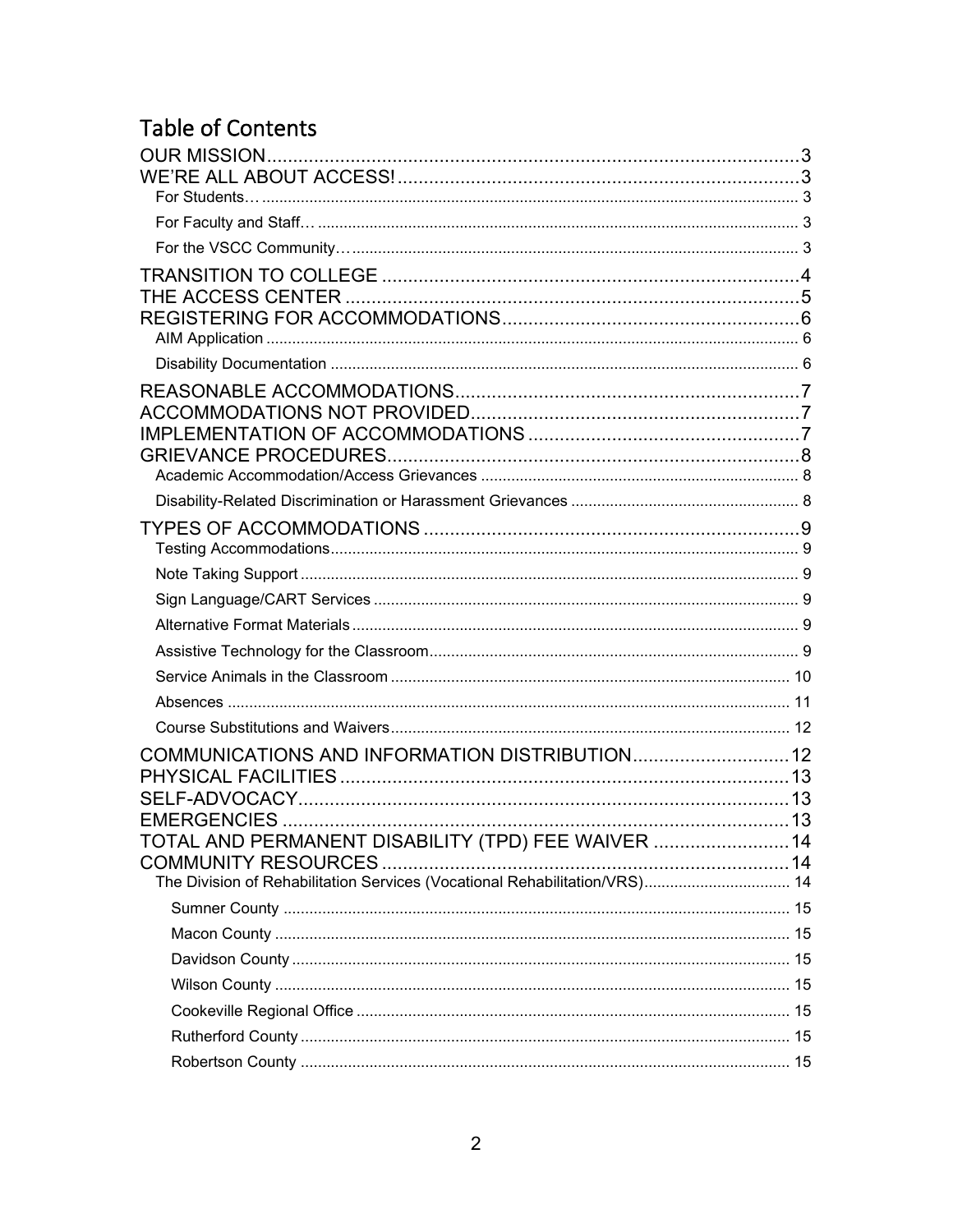# Table of Contents

- OUR MISSION ........ 3
- WE'RE ALL ABOUT ACCESS! ........ 3
  - For Students… ........ 3
  - For Faculty and Staff… ........ 3
  - For the VSCC Community… ........ 3
- TRANSITION TO COLLEGE ........ 4
- THE ACCESS CENTER ........ 5
- REGISTERING FOR ACCOMMODATIONS ........ 6
  - AIM Application ........ 6
  - Disability Documentation ........ 6
- REASONABLE ACCOMMODATIONS ........ 7
- ACCOMMODATIONS NOT PROVIDED ........ 7
- IMPLEMENTATION OF ACCOMMODATIONS ........ 7
- GRIEVANCE PROCEDURES ........ 8
  - Academic Accommodation/Access Grievances ........ 8
  - Disability-Related Discrimination or Harassment Grievances ........ 8
- TYPES OF ACCOMMODATIONS ........ 9
  - Testing Accommodations ........ 9
  - Note Taking Support ........ 9
  - Sign Language/CART Services ........ 9
  - Alternative Format Materials ........ 9
  - Assistive Technology for the Classroom ........ 9
  - Service Animals in the Classroom ........ 10
  - Absences ........ 11
  - Course Substitutions and Waivers ........ 12
- COMMUNICATIONS AND INFORMATION DISTRIBUTION ........ 12
- PHYSICAL FACILITIES ........ 13
- SELF-ADVOCACY ........ 13
- EMERGENCIES ........ 13
- TOTAL AND PERMANENT DISABILITY (TPD) FEE WAIVER ........ 14
- COMMUNITY RESOURCES ........ 14
  - The Division of Rehabilitation Services (Vocational Rehabilitation/VRS) ........ 14
    - Sumner County ........ 15
    - Macon County ........ 15
    - Davidson County ........ 15
    - Wilson County ........ 15
    - Cookeville Regional Office ........ 15
    - Rutherford County ........ 15
    - Robertson County ........ 15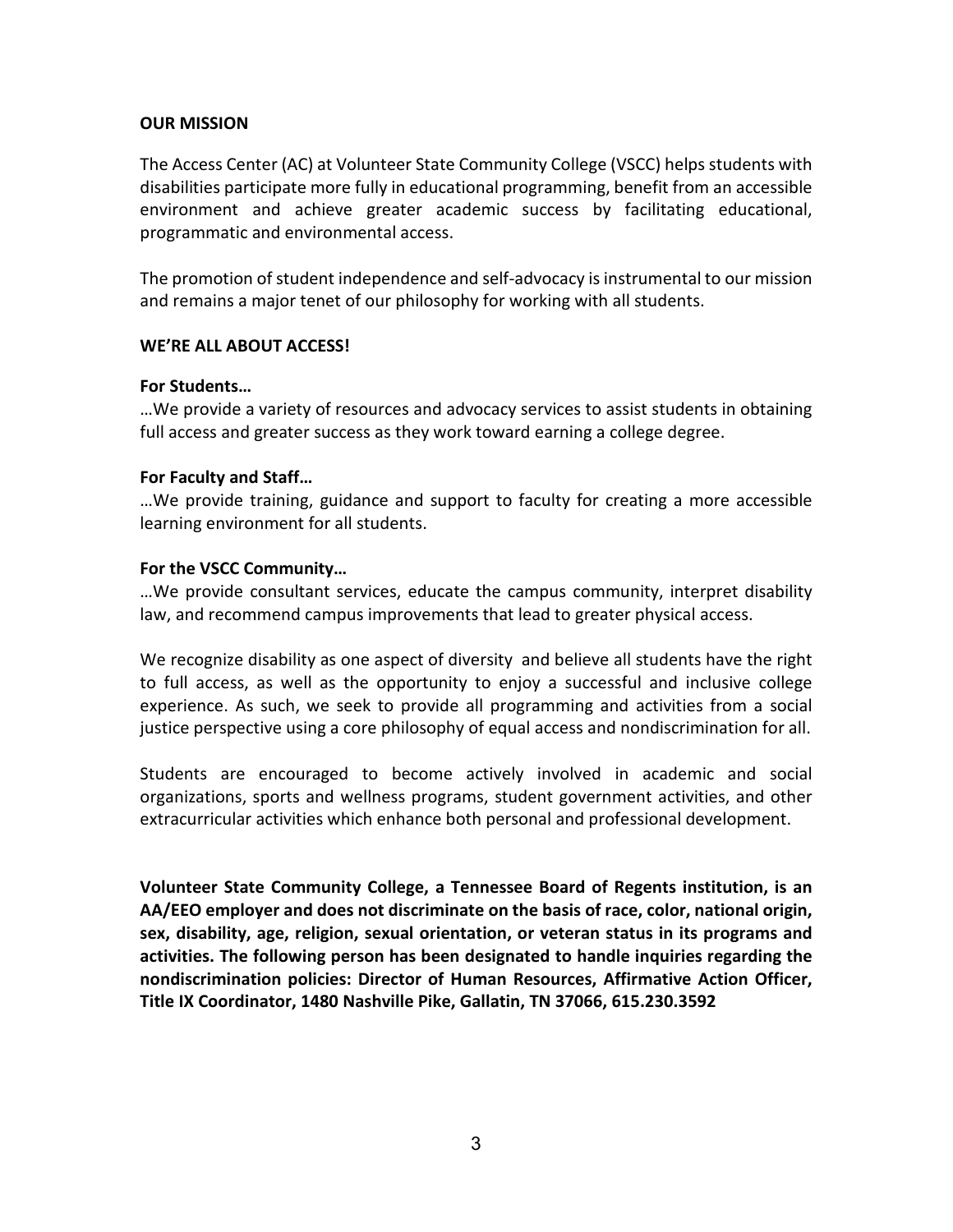## OUR MISSION

The Access Center (AC) at Volunteer State Community College (VSCC) helps students with disabilities participate more fully in educational programming, benefit from an accessible environment and achieve greater academic success by facilitating educational, programmatic and environmental access.

The promotion of student independence and self-advocacy is instrumental to our mission and remains a major tenet of our philosophy for working with all students.

## WE'RE ALL ABOUT ACCESS!

**For Students…**
…We provide a variety of resources and advocacy services to assist students in obtaining full access and greater success as they work toward earning a college degree.

**For Faculty and Staff…**
…We provide training, guidance and support to faculty for creating a more accessible learning environment for all students.

**For the VSCC Community…**
…We provide consultant services, educate the campus community, interpret disability law, and recommend campus improvements that lead to greater physical access.

We recognize disability as one aspect of diversity and believe all students have the right to full access, as well as the opportunity to enjoy a successful and inclusive college experience. As such, we seek to provide all programming and activities from a social justice perspective using a core philosophy of equal access and nondiscrimination for all.

Students are encouraged to become actively involved in academic and social organizations, sports and wellness programs, student government activities, and other extracurricular activities which enhance both personal and professional development.

**Volunteer State Community College, a Tennessee Board of Regents institution, is an AA/EEO employer and does not discriminate on the basis of race, color, national origin, sex, disability, age, religion, sexual orientation, or veteran status in its programs and activities. The following person has been designated to handle inquiries regarding the nondiscrimination policies: Director of Human Resources, Affirmative Action Officer, Title IX Coordinator, 1480 Nashville Pike, Gallatin, TN 37066, 615.230.3592**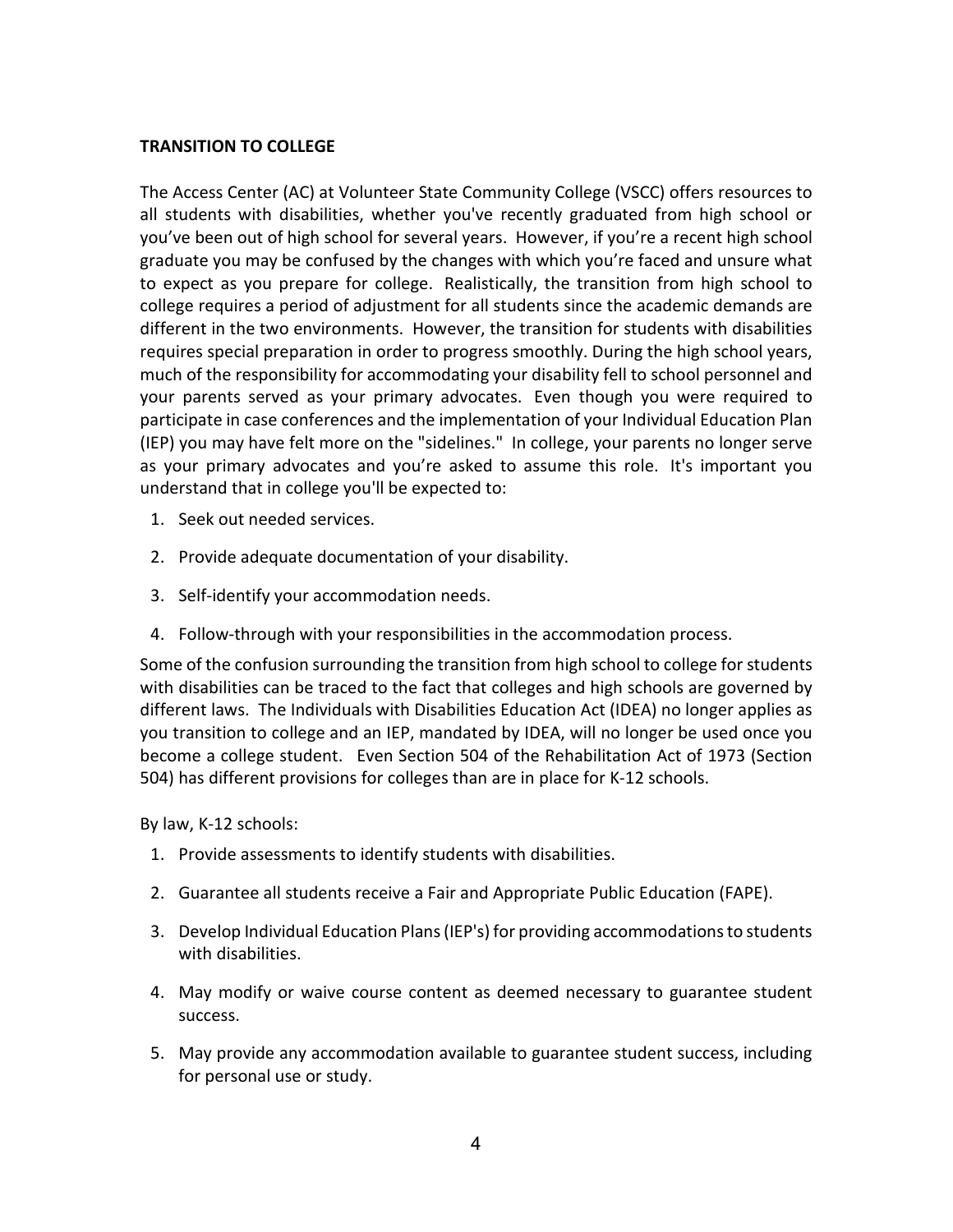**TRANSITION TO COLLEGE**

The Access Center (AC) at Volunteer State Community College (VSCC) offers resources to all students with disabilities, whether you've recently graduated from high school or you've been out of high school for several years. However, if you're a recent high school graduate you may be confused by the changes with which you're faced and unsure what to expect as you prepare for college. Realistically, the transition from high school to college requires a period of adjustment for all students since the academic demands are different in the two environments. However, the transition for students with disabilities requires special preparation in order to progress smoothly. During the high school years, much of the responsibility for accommodating your disability fell to school personnel and your parents served as your primary advocates. Even though you were required to participate in case conferences and the implementation of your Individual Education Plan (IEP) you may have felt more on the "sidelines." In college, your parents no longer serve as your primary advocates and you're asked to assume this role. It's important you understand that in college you'll be expected to:

1. Seek out needed services.
2. Provide adequate documentation of your disability.
3. Self-identify your accommodation needs.
4. Follow-through with your responsibilities in the accommodation process.

Some of the confusion surrounding the transition from high school to college for students with disabilities can be traced to the fact that colleges and high schools are governed by different laws. The Individuals with Disabilities Education Act (IDEA) no longer applies as you transition to college and an IEP, mandated by IDEA, will no longer be used once you become a college student. Even Section 504 of the Rehabilitation Act of 1973 (Section 504) has different provisions for colleges than are in place for K-12 schools.

By law, K-12 schools:

1. Provide assessments to identify students with disabilities.
2. Guarantee all students receive a Fair and Appropriate Public Education (FAPE).
3. Develop Individual Education Plans (IEP's) for providing accommodations to students with disabilities.
4. May modify or waive course content as deemed necessary to guarantee student success.
5. May provide any accommodation available to guarantee student success, including for personal use or study.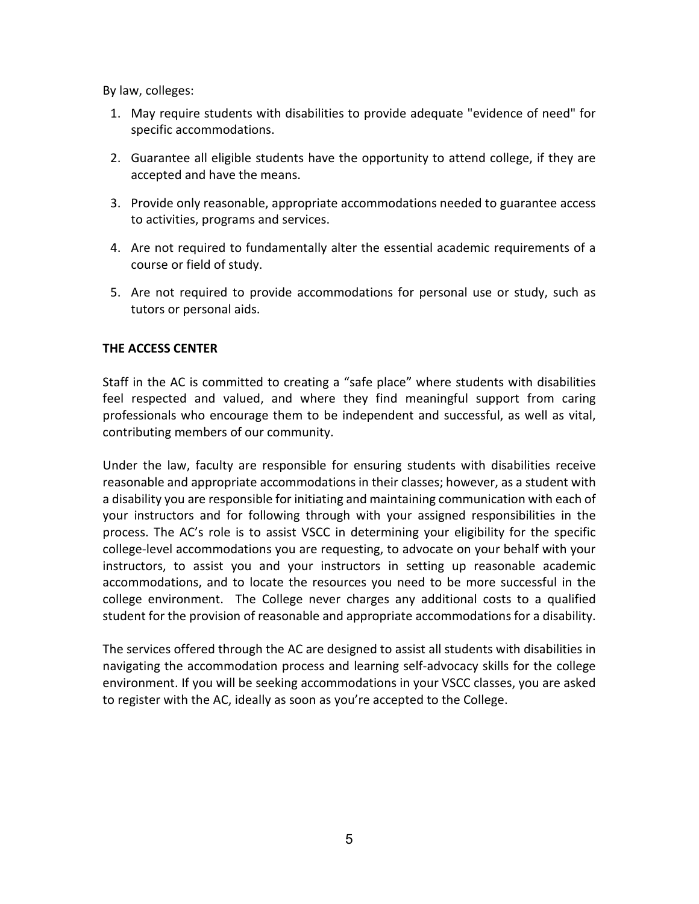By law, colleges:

1. May require students with disabilities to provide adequate "evidence of need" for specific accommodations.
2. Guarantee all eligible students have the opportunity to attend college, if they are accepted and have the means.
3. Provide only reasonable, appropriate accommodations needed to guarantee access to activities, programs and services.
4. Are not required to fundamentally alter the essential academic requirements of a course or field of study.
5. Are not required to provide accommodations for personal use or study, such as tutors or personal aids.

**THE ACCESS CENTER**

Staff in the AC is committed to creating a "safe place" where students with disabilities feel respected and valued, and where they find meaningful support from caring professionals who encourage them to be independent and successful, as well as vital, contributing members of our community.

Under the law, faculty are responsible for ensuring students with disabilities receive reasonable and appropriate accommodations in their classes; however, as a student with a disability you are responsible for initiating and maintaining communication with each of your instructors and for following through with your assigned responsibilities in the process. The AC's role is to assist VSCC in determining your eligibility for the specific college-level accommodations you are requesting, to advocate on your behalf with your instructors, to assist you and your instructors in setting up reasonable academic accommodations, and to locate the resources you need to be more successful in the college environment. The College never charges any additional costs to a qualified student for the provision of reasonable and appropriate accommodations for a disability.

The services offered through the AC are designed to assist all students with disabilities in navigating the accommodation process and learning self-advocacy skills for the college environment. If you will be seeking accommodations in your VSCC classes, you are asked to register with the AC, ideally as soon as you're accepted to the College.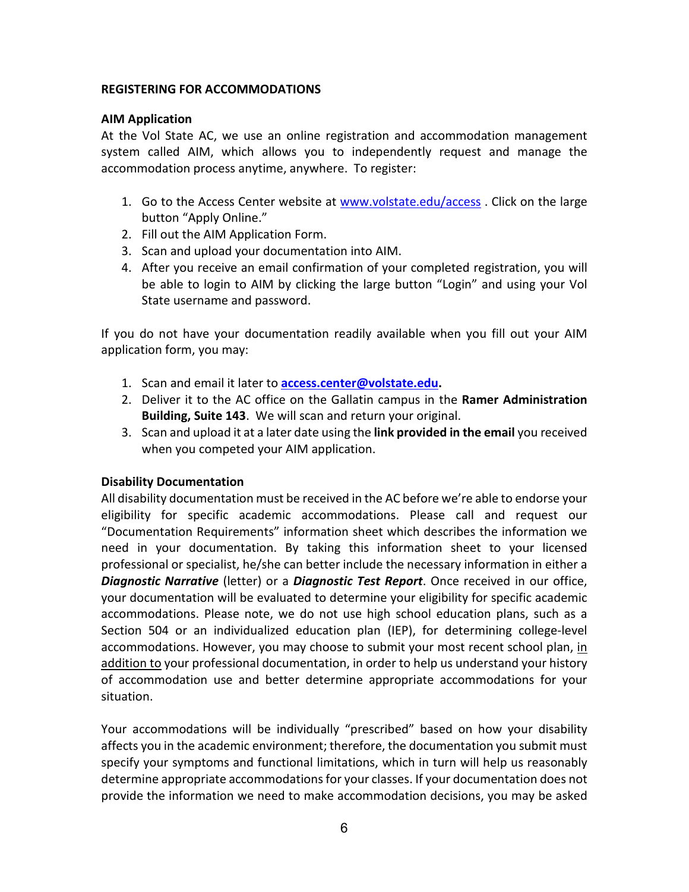## REGISTERING FOR ACCOMMODATIONS

### AIM Application

At the Vol State AC, we use an online registration and accommodation management system called AIM, which allows you to independently request and manage the accommodation process anytime, anywhere. To register:

1. Go to the Access Center website at www.volstate.edu/access . Click on the large button "Apply Online."
2. Fill out the AIM Application Form.
3. Scan and upload your documentation into AIM.
4. After you receive an email confirmation of your completed registration, you will be able to login to AIM by clicking the large button "Login" and using your Vol State username and password.

If you do not have your documentation readily available when you fill out your AIM application form, you may:

1. Scan and email it later to **access.center@volstate.edu.**
2. Deliver it to the AC office on the Gallatin campus in the **Ramer Administration Building, Suite 143**. We will scan and return your original.
3. Scan and upload it at a later date using the **link provided in the email** you received when you competed your AIM application.

### Disability Documentation

All disability documentation must be received in the AC before we're able to endorse your eligibility for specific academic accommodations. Please call and request our "Documentation Requirements" information sheet which describes the information we need in your documentation. By taking this information sheet to your licensed professional or specialist, he/she can better include the necessary information in either a ***Diagnostic Narrative*** (letter) or a ***Diagnostic Test Report***. Once received in our office, your documentation will be evaluated to determine your eligibility for specific academic accommodations. Please note, we do not use high school education plans, such as a Section 504 or an individualized education plan (IEP), for determining college-level accommodations. However, you may choose to submit your most recent school plan, <u>in addition to</u> your professional documentation, in order to help us understand your history of accommodation use and better determine appropriate accommodations for your situation.

Your accommodations will be individually "prescribed" based on how your disability affects you in the academic environment; therefore, the documentation you submit must specify your symptoms and functional limitations, which in turn will help us reasonably determine appropriate accommodations for your classes. If your documentation does not provide the information we need to make accommodation decisions, you may be asked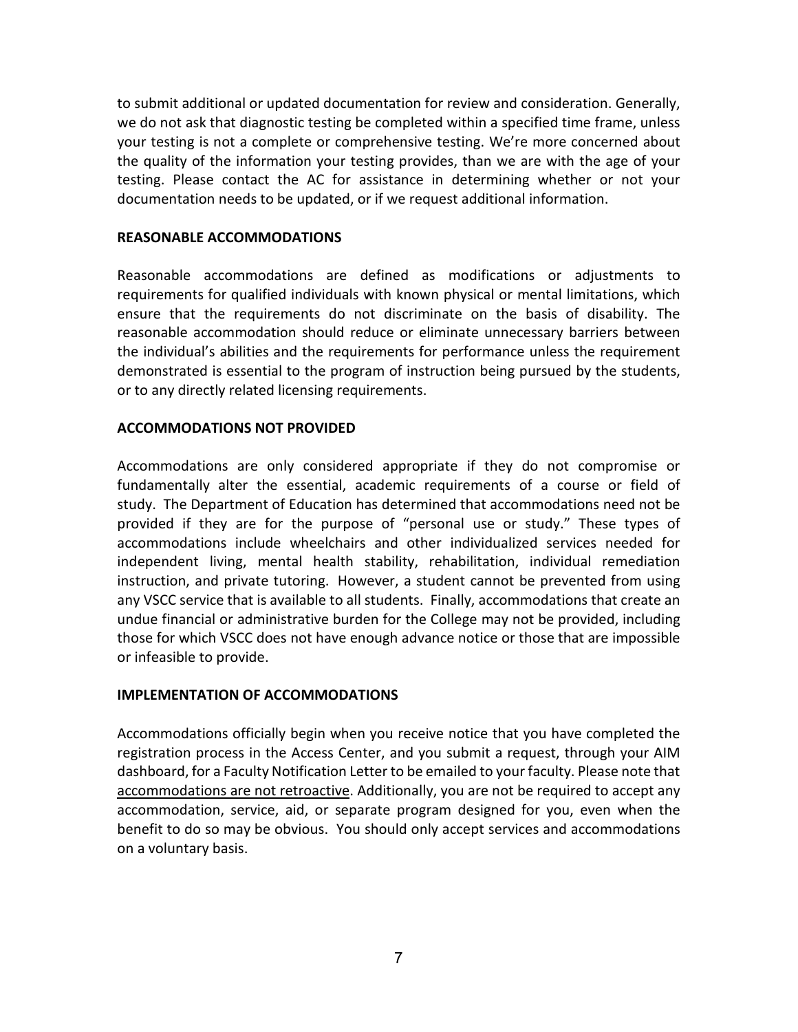to submit additional or updated documentation for review and consideration. Generally, we do not ask that diagnostic testing be completed within a specified time frame, unless your testing is not a complete or comprehensive testing. We're more concerned about the quality of the information your testing provides, than we are with the age of your testing. Please contact the AC for assistance in determining whether or not your documentation needs to be updated, or if we request additional information.

## REASONABLE ACCOMMODATIONS

Reasonable accommodations are defined as modifications or adjustments to requirements for qualified individuals with known physical or mental limitations, which ensure that the requirements do not discriminate on the basis of disability. The reasonable accommodation should reduce or eliminate unnecessary barriers between the individual's abilities and the requirements for performance unless the requirement demonstrated is essential to the program of instruction being pursued by the students, or to any directly related licensing requirements.

## ACCOMMODATIONS NOT PROVIDED

Accommodations are only considered appropriate if they do not compromise or fundamentally alter the essential, academic requirements of a course or field of study. The Department of Education has determined that accommodations need not be provided if they are for the purpose of "personal use or study." These types of accommodations include wheelchairs and other individualized services needed for independent living, mental health stability, rehabilitation, individual remediation instruction, and private tutoring. However, a student cannot be prevented from using any VSCC service that is available to all students. Finally, accommodations that create an undue financial or administrative burden for the College may not be provided, including those for which VSCC does not have enough advance notice or those that are impossible or infeasible to provide.

## IMPLEMENTATION OF ACCOMMODATIONS

Accommodations officially begin when you receive notice that you have completed the registration process in the Access Center, and you submit a request, through your AIM dashboard, for a Faculty Notification Letter to be emailed to your faculty. Please note that <u>accommodations are not retroactive</u>. Additionally, you are not be required to accept any accommodation, service, aid, or separate program designed for you, even when the benefit to do so may be obvious. You should only accept services and accommodations on a voluntary basis.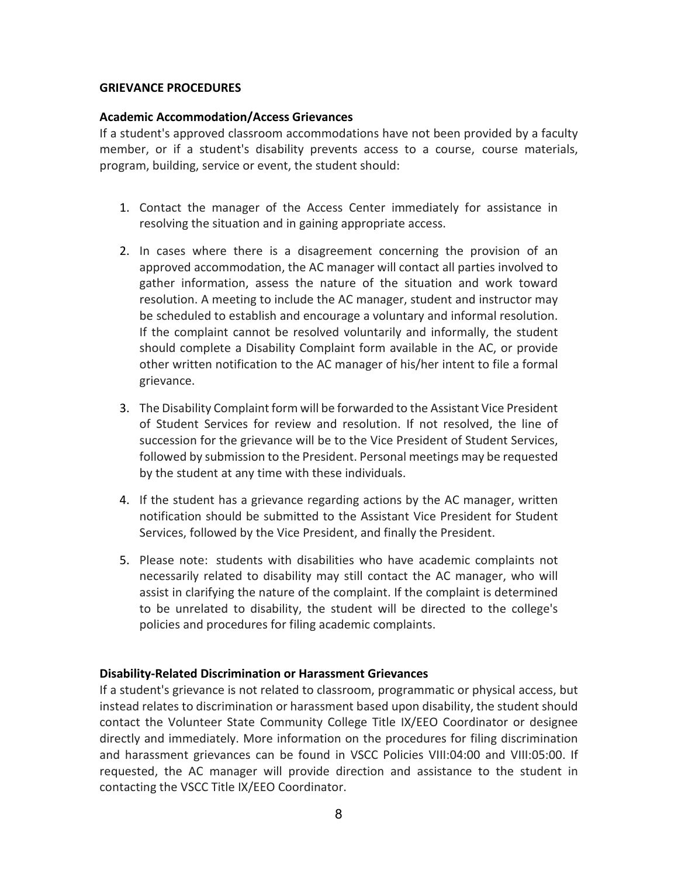## GRIEVANCE PROCEDURES

### Academic Accommodation/Access Grievances

If a student's approved classroom accommodations have not been provided by a faculty member, or if a student's disability prevents access to a course, course materials, program, building, service or event, the student should:

1. Contact the manager of the Access Center immediately for assistance in resolving the situation and in gaining appropriate access.
2. In cases where there is a disagreement concerning the provision of an approved accommodation, the AC manager will contact all parties involved to gather information, assess the nature of the situation and work toward resolution. A meeting to include the AC manager, student and instructor may be scheduled to establish and encourage a voluntary and informal resolution. If the complaint cannot be resolved voluntarily and informally, the student should complete a Disability Complaint form available in the AC, or provide other written notification to the AC manager of his/her intent to file a formal grievance.
3. The Disability Complaint form will be forwarded to the Assistant Vice President of Student Services for review and resolution. If not resolved, the line of succession for the grievance will be to the Vice President of Student Services, followed by submission to the President. Personal meetings may be requested by the student at any time with these individuals.
4. If the student has a grievance regarding actions by the AC manager, written notification should be submitted to the Assistant Vice President for Student Services, followed by the Vice President, and finally the President.
5. Please note: students with disabilities who have academic complaints not necessarily related to disability may still contact the AC manager, who will assist in clarifying the nature of the complaint. If the complaint is determined to be unrelated to disability, the student will be directed to the college's policies and procedures for filing academic complaints.

### Disability-Related Discrimination or Harassment Grievances

If a student's grievance is not related to classroom, programmatic or physical access, but instead relates to discrimination or harassment based upon disability, the student should contact the Volunteer State Community College Title IX/EEO Coordinator or designee directly and immediately. More information on the procedures for filing discrimination and harassment grievances can be found in VSCC Policies VIII:04:00 and VIII:05:00. If requested, the AC manager will provide direction and assistance to the student in contacting the VSCC Title IX/EEO Coordinator.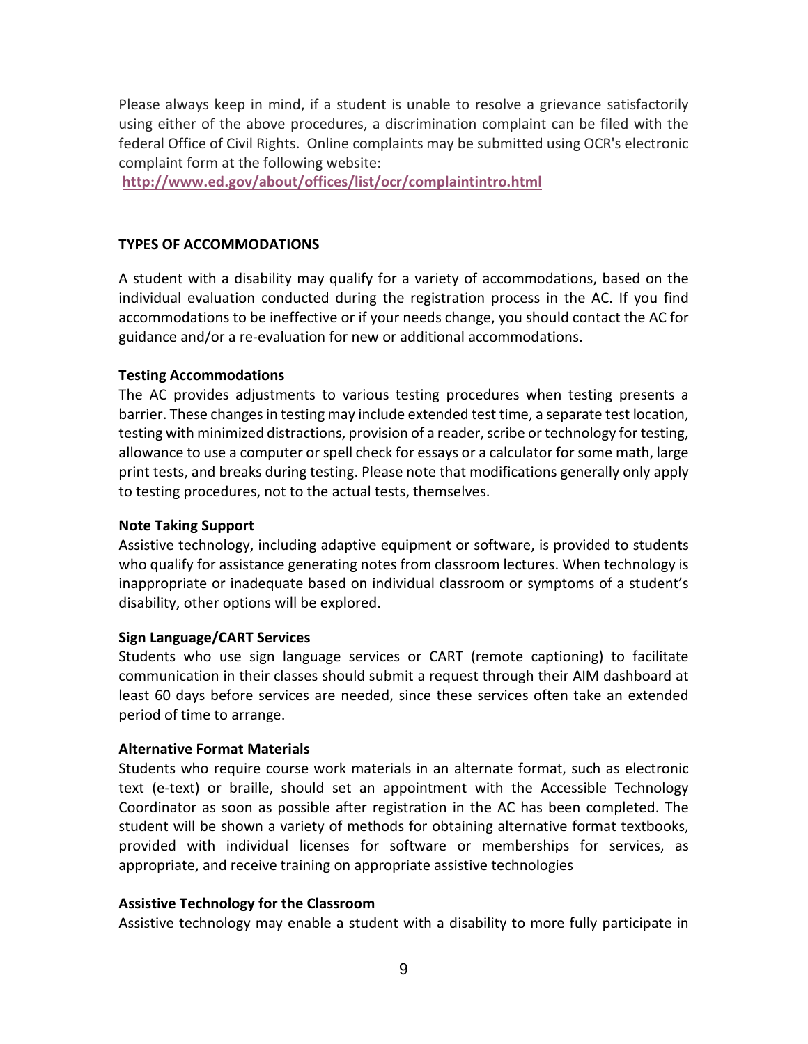Please always keep in mind, if a student is unable to resolve a grievance satisfactorily using either of the above procedures, a discrimination complaint can be filed with the federal Office of Civil Rights. Online complaints may be submitted using OCR's electronic complaint form at the following website:
**http://www.ed.gov/about/offices/list/ocr/complaintintro.html**

## TYPES OF ACCOMMODATIONS

A student with a disability may qualify for a variety of accommodations, based on the individual evaluation conducted during the registration process in the AC. If you find accommodations to be ineffective or if your needs change, you should contact the AC for guidance and/or a re-evaluation for new or additional accommodations.

### Testing Accommodations

The AC provides adjustments to various testing procedures when testing presents a barrier. These changes in testing may include extended test time, a separate test location, testing with minimized distractions, provision of a reader, scribe or technology for testing, allowance to use a computer or spell check for essays or a calculator for some math, large print tests, and breaks during testing. Please note that modifications generally only apply to testing procedures, not to the actual tests, themselves.

### Note Taking Support

Assistive technology, including adaptive equipment or software, is provided to students who qualify for assistance generating notes from classroom lectures. When technology is inappropriate or inadequate based on individual classroom or symptoms of a student's disability, other options will be explored.

### Sign Language/CART Services

Students who use sign language services or CART (remote captioning) to facilitate communication in their classes should submit a request through their AIM dashboard at least 60 days before services are needed, since these services often take an extended period of time to arrange.

### Alternative Format Materials

Students who require course work materials in an alternate format, such as electronic text (e-text) or braille, should set an appointment with the Accessible Technology Coordinator as soon as possible after registration in the AC has been completed. The student will be shown a variety of methods for obtaining alternative format textbooks, provided with individual licenses for software or memberships for services, as appropriate, and receive training on appropriate assistive technologies

### Assistive Technology for the Classroom

Assistive technology may enable a student with a disability to more fully participate in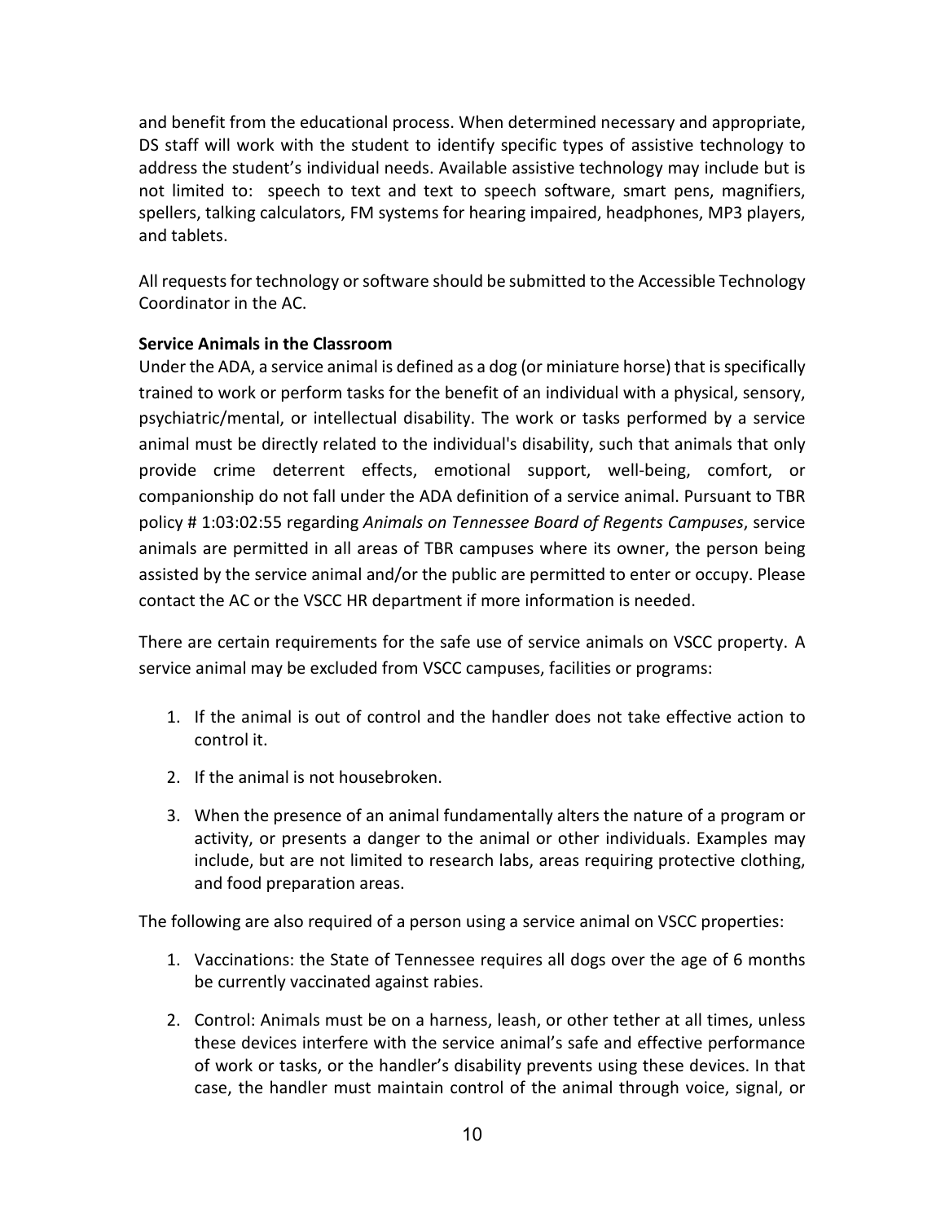and benefit from the educational process. When determined necessary and appropriate, DS staff will work with the student to identify specific types of assistive technology to address the student's individual needs. Available assistive technology may include but is not limited to: speech to text and text to speech software, smart pens, magnifiers, spellers, talking calculators, FM systems for hearing impaired, headphones, MP3 players, and tablets.

All requests for technology or software should be submitted to the Accessible Technology Coordinator in the AC.

**Service Animals in the Classroom**

Under the ADA, a service animal is defined as a dog (or miniature horse) that is specifically trained to work or perform tasks for the benefit of an individual with a physical, sensory, psychiatric/mental, or intellectual disability. The work or tasks performed by a service animal must be directly related to the individual's disability, such that animals that only provide crime deterrent effects, emotional support, well-being, comfort, or companionship do not fall under the ADA definition of a service animal. Pursuant to TBR policy # 1:03:02:55 regarding *Animals on Tennessee Board of Regents Campuses*, service animals are permitted in all areas of TBR campuses where its owner, the person being assisted by the service animal and/or the public are permitted to enter or occupy. Please contact the AC or the VSCC HR department if more information is needed.

There are certain requirements for the safe use of service animals on VSCC property. A service animal may be excluded from VSCC campuses, facilities or programs:

1. If the animal is out of control and the handler does not take effective action to control it.
2. If the animal is not housebroken.
3. When the presence of an animal fundamentally alters the nature of a program or activity, or presents a danger to the animal or other individuals. Examples may include, but are not limited to research labs, areas requiring protective clothing, and food preparation areas.

The following are also required of a person using a service animal on VSCC properties:

1. Vaccinations: the State of Tennessee requires all dogs over the age of 6 months be currently vaccinated against rabies.
2. Control: Animals must be on a harness, leash, or other tether at all times, unless these devices interfere with the service animal's safe and effective performance of work or tasks, or the handler's disability prevents using these devices. In that case, the handler must maintain control of the animal through voice, signal, or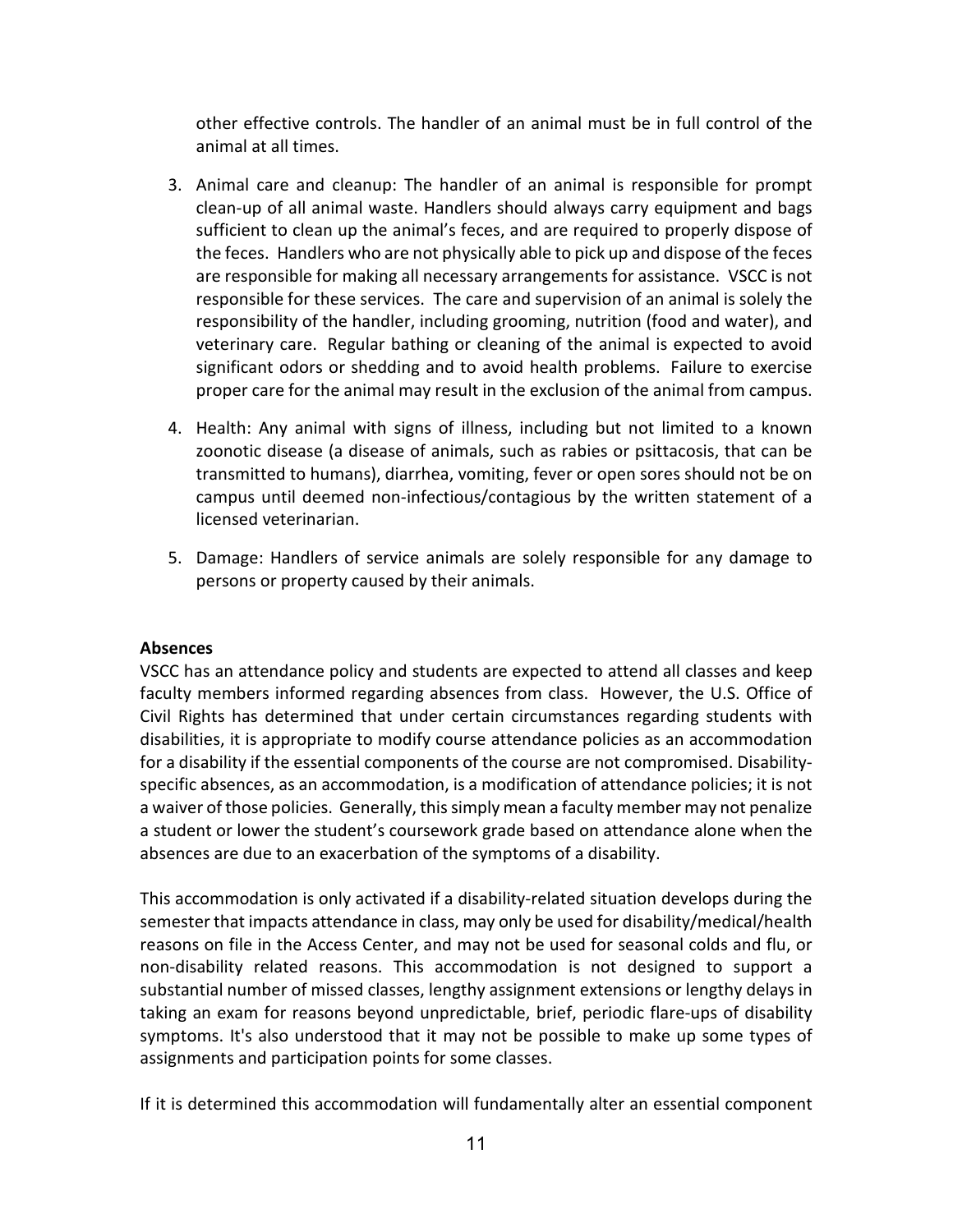other effective controls. The handler of an animal must be in full control of the animal at all times.

3. Animal care and cleanup: The handler of an animal is responsible for prompt clean-up of all animal waste. Handlers should always carry equipment and bags sufficient to clean up the animal's feces, and are required to properly dispose of the feces. Handlers who are not physically able to pick up and dispose of the feces are responsible for making all necessary arrangements for assistance. VSCC is not responsible for these services. The care and supervision of an animal is solely the responsibility of the handler, including grooming, nutrition (food and water), and veterinary care. Regular bathing or cleaning of the animal is expected to avoid significant odors or shedding and to avoid health problems. Failure to exercise proper care for the animal may result in the exclusion of the animal from campus.

4. Health: Any animal with signs of illness, including but not limited to a known zoonotic disease (a disease of animals, such as rabies or psittacosis, that can be transmitted to humans), diarrhea, vomiting, fever or open sores should not be on campus until deemed non-infectious/contagious by the written statement of a licensed veterinarian.

5. Damage: Handlers of service animals are solely responsible for any damage to persons or property caused by their animals.

**Absences**

VSCC has an attendance policy and students are expected to attend all classes and keep faculty members informed regarding absences from class. However, the U.S. Office of Civil Rights has determined that under certain circumstances regarding students with disabilities, it is appropriate to modify course attendance policies as an accommodation for a disability if the essential components of the course are not compromised. Disability-specific absences, as an accommodation, is a modification of attendance policies; it is not a waiver of those policies. Generally, this simply mean a faculty member may not penalize a student or lower the student's coursework grade based on attendance alone when the absences are due to an exacerbation of the symptoms of a disability.

This accommodation is only activated if a disability-related situation develops during the semester that impacts attendance in class, may only be used for disability/medical/health reasons on file in the Access Center, and may not be used for seasonal colds and flu, or non-disability related reasons. This accommodation is not designed to support a substantial number of missed classes, lengthy assignment extensions or lengthy delays in taking an exam for reasons beyond unpredictable, brief, periodic flare-ups of disability symptoms. It's also understood that it may not be possible to make up some types of assignments and participation points for some classes.

If it is determined this accommodation will fundamentally alter an essential component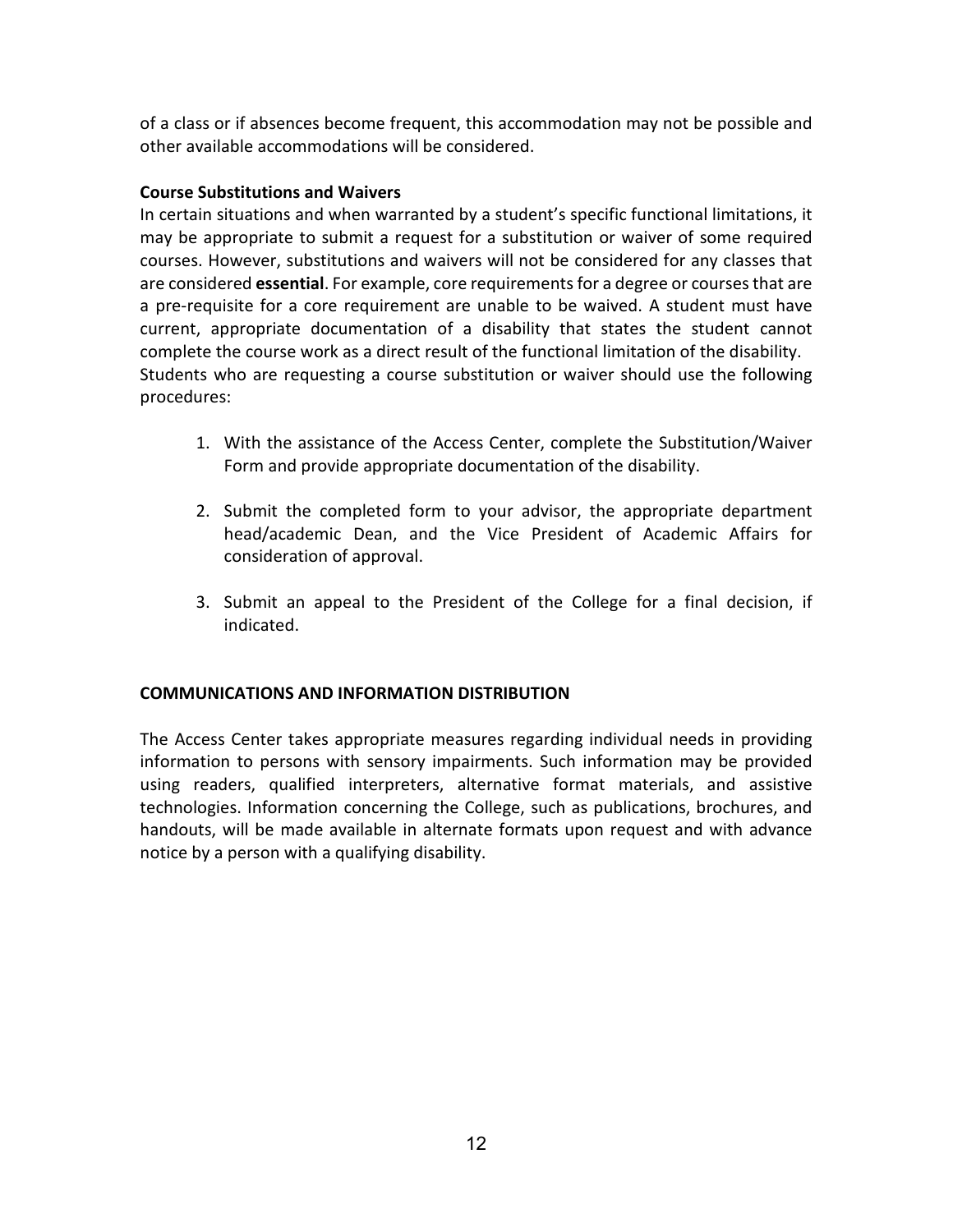of a class or if absences become frequent, this accommodation may not be possible and other available accommodations will be considered.

**Course Substitutions and Waivers**

In certain situations and when warranted by a student's specific functional limitations, it may be appropriate to submit a request for a substitution or waiver of some required courses. However, substitutions and waivers will not be considered for any classes that are considered **essential**. For example, core requirements for a degree or courses that are a pre-requisite for a core requirement are unable to be waived. A student must have current, appropriate documentation of a disability that states the student cannot complete the course work as a direct result of the functional limitation of the disability. Students who are requesting a course substitution or waiver should use the following procedures:

1. With the assistance of the Access Center, complete the Substitution/Waiver Form and provide appropriate documentation of the disability.

2. Submit the completed form to your advisor, the appropriate department head/academic Dean, and the Vice President of Academic Affairs for consideration of approval.

3. Submit an appeal to the President of the College for a final decision, if indicated.

## COMMUNICATIONS AND INFORMATION DISTRIBUTION

The Access Center takes appropriate measures regarding individual needs in providing information to persons with sensory impairments. Such information may be provided using readers, qualified interpreters, alternative format materials, and assistive technologies. Information concerning the College, such as publications, brochures, and handouts, will be made available in alternate formats upon request and with advance notice by a person with a qualifying disability.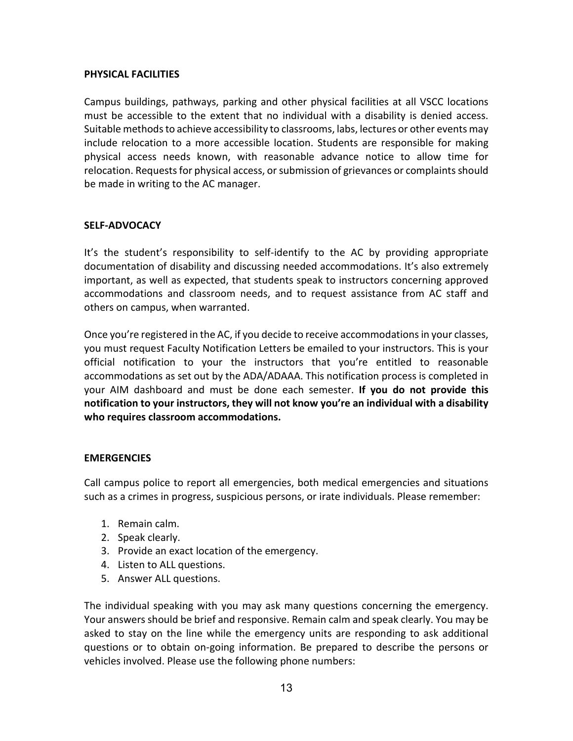## PHYSICAL FACILITIES

Campus buildings, pathways, parking and other physical facilities at all VSCC locations must be accessible to the extent that no individual with a disability is denied access. Suitable methods to achieve accessibility to classrooms, labs, lectures or other events may include relocation to a more accessible location. Students are responsible for making physical access needs known, with reasonable advance notice to allow time for relocation. Requests for physical access, or submission of grievances or complaints should be made in writing to the AC manager.

## SELF-ADVOCACY

It's the student's responsibility to self-identify to the AC by providing appropriate documentation of disability and discussing needed accommodations. It's also extremely important, as well as expected, that students speak to instructors concerning approved accommodations and classroom needs, and to request assistance from AC staff and others on campus, when warranted.

Once you're registered in the AC, if you decide to receive accommodations in your classes, you must request Faculty Notification Letters be emailed to your instructors. This is your official notification to your the instructors that you're entitled to reasonable accommodations as set out by the ADA/ADAAA. This notification process is completed in your AIM dashboard and must be done each semester. **If you do not provide this notification to your instructors, they will not know you're an individual with a disability who requires classroom accommodations.**

## EMERGENCIES

Call campus police to report all emergencies, both medical emergencies and situations such as a crimes in progress, suspicious persons, or irate individuals. Please remember:

1. Remain calm.
2. Speak clearly.
3. Provide an exact location of the emergency.
4. Listen to ALL questions.
5. Answer ALL questions.

The individual speaking with you may ask many questions concerning the emergency. Your answers should be brief and responsive. Remain calm and speak clearly. You may be asked to stay on the line while the emergency units are responding to ask additional questions or to obtain on-going information. Be prepared to describe the persons or vehicles involved. Please use the following phone numbers: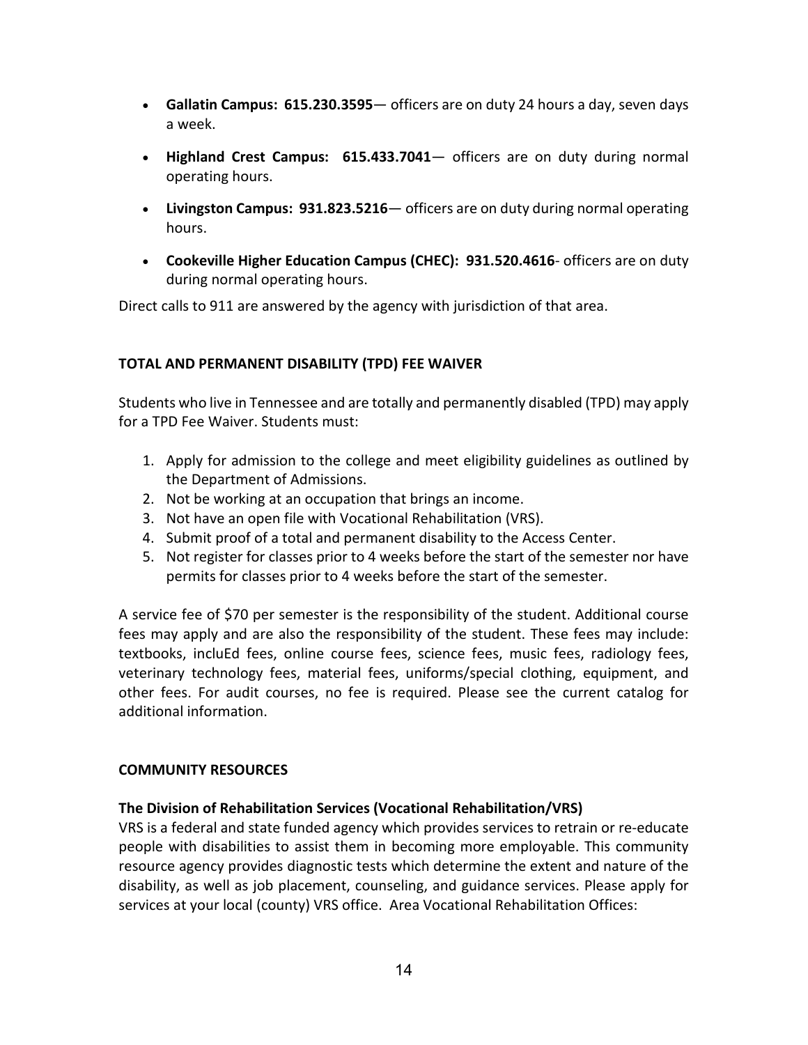- **Gallatin Campus: 615.230.3595**— officers are on duty 24 hours a day, seven days a week.
- **Highland Crest Campus: 615.433.7041**— officers are on duty during normal operating hours.
- **Livingston Campus: 931.823.5216**— officers are on duty during normal operating hours.
- **Cookeville Higher Education Campus (CHEC): 931.520.4616**- officers are on duty during normal operating hours.

Direct calls to 911 are answered by the agency with jurisdiction of that area.

**TOTAL AND PERMANENT DISABILITY (TPD) FEE WAIVER**

Students who live in Tennessee and are totally and permanently disabled (TPD) may apply for a TPD Fee Waiver. Students must:

1. Apply for admission to the college and meet eligibility guidelines as outlined by the Department of Admissions.
2. Not be working at an occupation that brings an income.
3. Not have an open file with Vocational Rehabilitation (VRS).
4. Submit proof of a total and permanent disability to the Access Center.
5. Not register for classes prior to 4 weeks before the start of the semester nor have permits for classes prior to 4 weeks before the start of the semester.

A service fee of $70 per semester is the responsibility of the student. Additional course fees may apply and are also the responsibility of the student. These fees may include: textbooks, incluEd fees, online course fees, science fees, music fees, radiology fees, veterinary technology fees, material fees, uniforms/special clothing, equipment, and other fees. For audit courses, no fee is required. Please see the current catalog for additional information.

**COMMUNITY RESOURCES**

**The Division of Rehabilitation Services (Vocational Rehabilitation/VRS)**
VRS is a federal and state funded agency which provides services to retrain or re-educate people with disabilities to assist them in becoming more employable. This community resource agency provides diagnostic tests which determine the extent and nature of the disability, as well as job placement, counseling, and guidance services. Please apply for services at your local (county) VRS office. Area Vocational Rehabilitation Offices: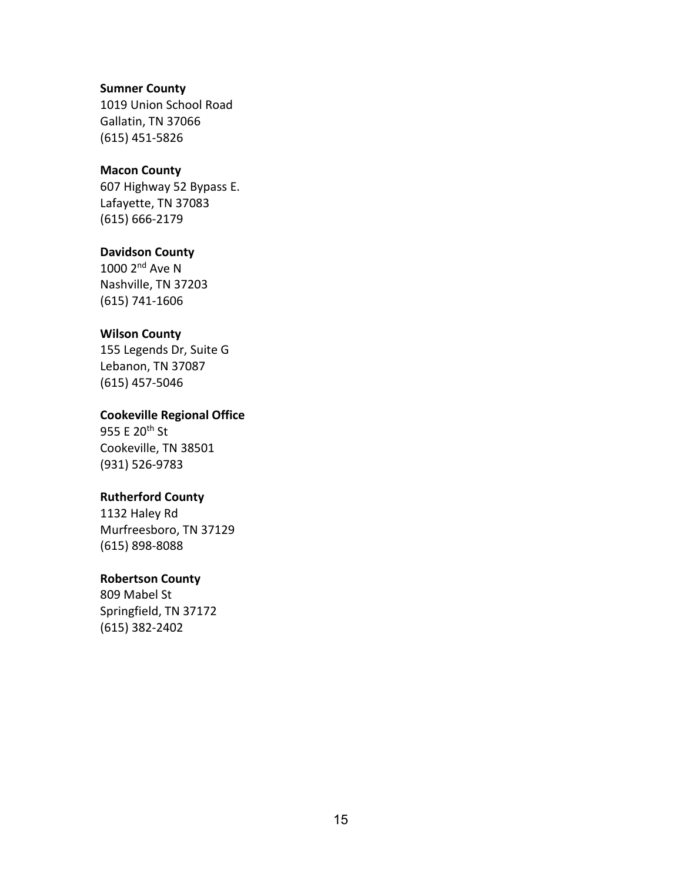**Sumner County**
1019 Union School Road
Gallatin, TN 37066
(615) 451-5826

**Macon County**
607 Highway 52 Bypass E.
Lafayette, TN 37083
(615) 666-2179

**Davidson County**
1000 2nd Ave N
Nashville, TN 37203
(615) 741-1606

**Wilson County**
155 Legends Dr, Suite G
Lebanon, TN 37087
(615) 457-5046

**Cookeville Regional Office**
955 E 20th St
Cookeville, TN 38501
(931) 526-9783

**Rutherford County**
1132 Haley Rd
Murfreesboro, TN 37129
(615) 898-8088

**Robertson County**
809 Mabel St
Springfield, TN 37172
(615) 382-2402